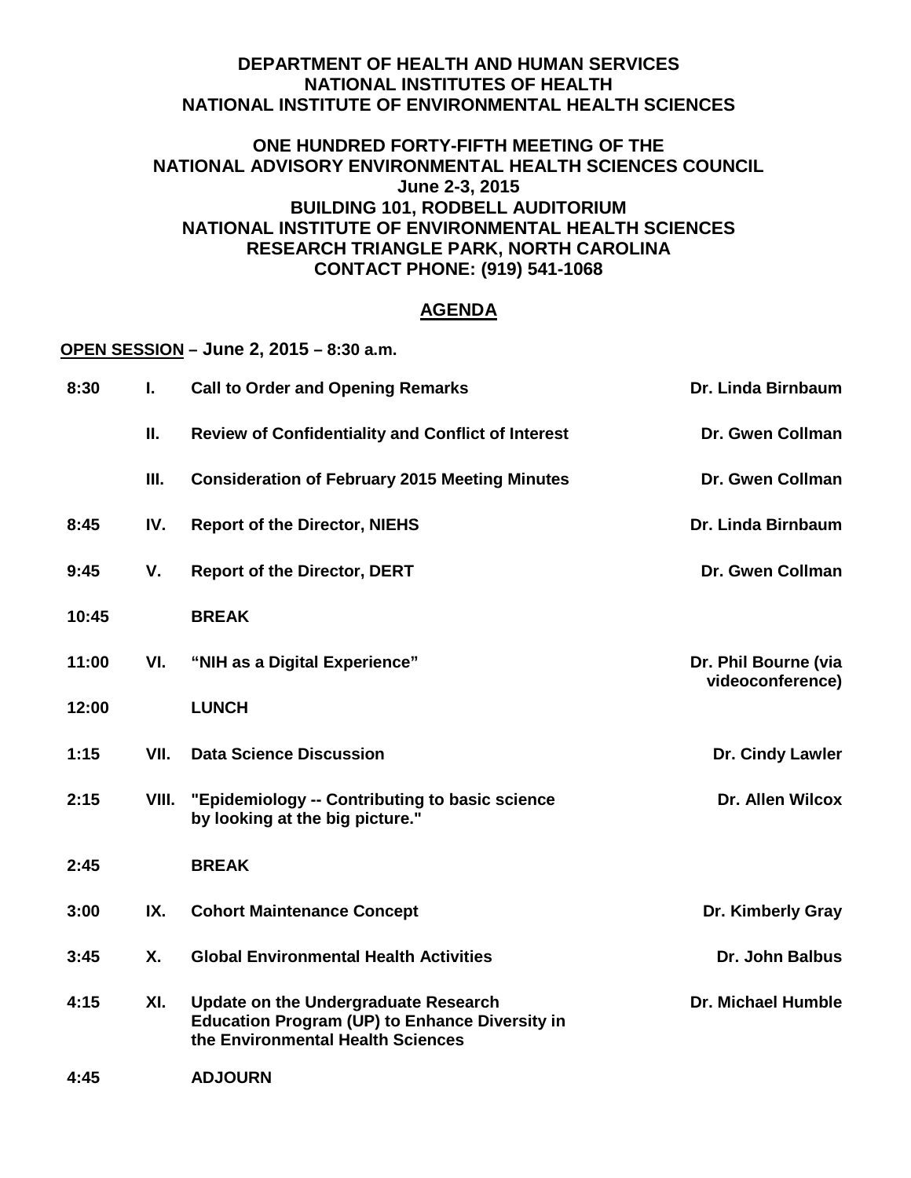**DEPARTMENT OF HEALTH AND HUMAN SERVICES**
**NATIONAL INSTITUTES OF HEALTH**
**NATIONAL INSTITUTE OF ENVIRONMENTAL HEALTH SCIENCES**

**ONE HUNDRED FORTY-FIFTH MEETING OF THE**
**NATIONAL ADVISORY ENVIRONMENTAL HEALTH SCIENCES COUNCIL**
**June 2-3, 2015**
**BUILDING 101, RODBELL AUDITORIUM**
**NATIONAL INSTITUTE OF ENVIRONMENTAL HEALTH SCIENCES**
**RESEARCH TRIANGLE PARK, NORTH CAROLINA**
**CONTACT PHONE: (919) 541-1068**

## AGENDA

**OPEN SESSION – June 2, 2015 – 8:30 a.m.**

| | | | |
|---|---|---|---|
| 8:30 | I. | Call to Order and Opening Remarks | Dr. Linda Birnbaum |
| | II. | Review of Confidentiality and Conflict of Interest | Dr. Gwen Collman |
| | III. | Consideration of February 2015 Meeting Minutes | Dr. Gwen Collman |
| 8:45 | IV. | Report of the Director, NIEHS | Dr. Linda Birnbaum |
| 9:45 | V. | Report of the Director, DERT | Dr. Gwen Collman |
| 10:45 | | BREAK | |
| 11:00 | VI. | "NIH as a Digital Experience" | Dr. Phil Bourne (via videoconference) |
| 12:00 | | LUNCH | |
| 1:15 | VII. | Data Science Discussion | Dr. Cindy Lawler |
| 2:15 | VIII. | "Epidemiology -- Contributing to basic science by looking at the big picture." | Dr. Allen Wilcox |
| 2:45 | | BREAK | |
| 3:00 | IX. | Cohort Maintenance Concept | Dr. Kimberly Gray |
| 3:45 | X. | Global Environmental Health Activities | Dr. John Balbus |
| 4:15 | XI. | Update on the Undergraduate Research Education Program (UP) to Enhance Diversity in the Environmental Health Sciences | Dr. Michael Humble |
| 4:45 | | ADJOURN | |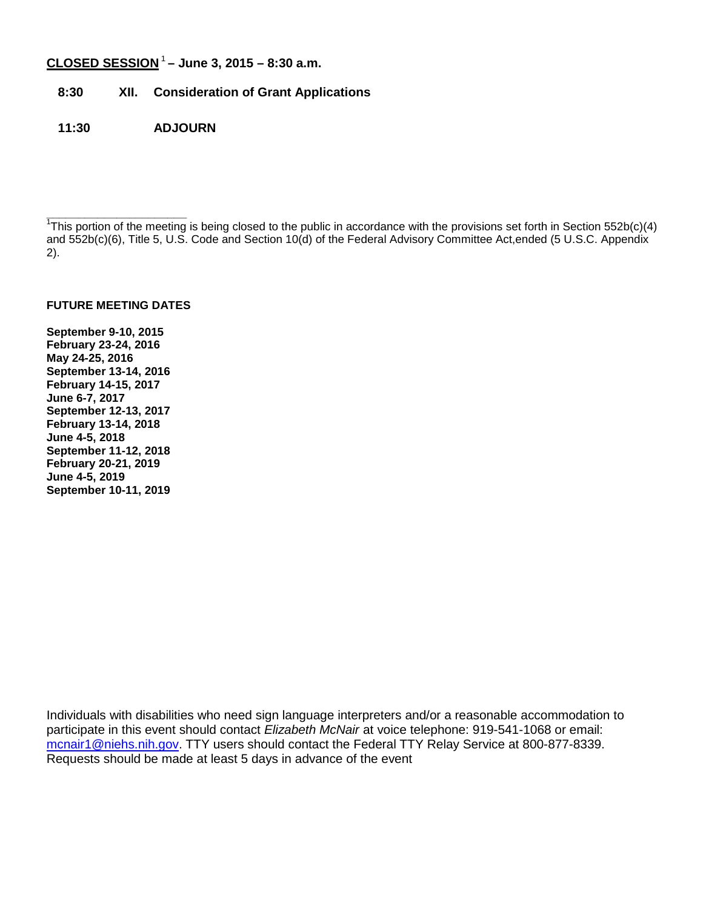**CLOSED SESSION**[1] **– June 3, 2015 – 8:30 a.m.**

**8:30 XII. Consideration of Grant Applications**

**11:30 ADJOURN**

[1]This portion of the meeting is being closed to the public in accordance with the provisions set forth in Section 552b(c)(4) and 552b(c)(6), Title 5, U.S. Code and Section 10(d) of the Federal Advisory Committee Act,ended (5 U.S.C. Appendix 2).

**FUTURE MEETING DATES**

**September 9-10, 2015**
**February 23-24, 2016**
**May 24-25, 2016**
**September 13-14, 2016**
**February 14-15, 2017**
**June 6-7, 2017**
**September 12-13, 2017**
**February 13-14, 2018**
**June 4-5, 2018**
**September 11-12, 2018**
**February 20-21, 2019**
**June 4-5, 2019**
**September 10-11, 2019**

Individuals with disabilities who need sign language interpreters and/or a reasonable accommodation to participate in this event should contact *Elizabeth McNair* at voice telephone: 919-541-1068 or email: mcnair1@niehs.nih.gov. TTY users should contact the Federal TTY Relay Service at 800-877-8339. Requests should be made at least 5 days in advance of the event